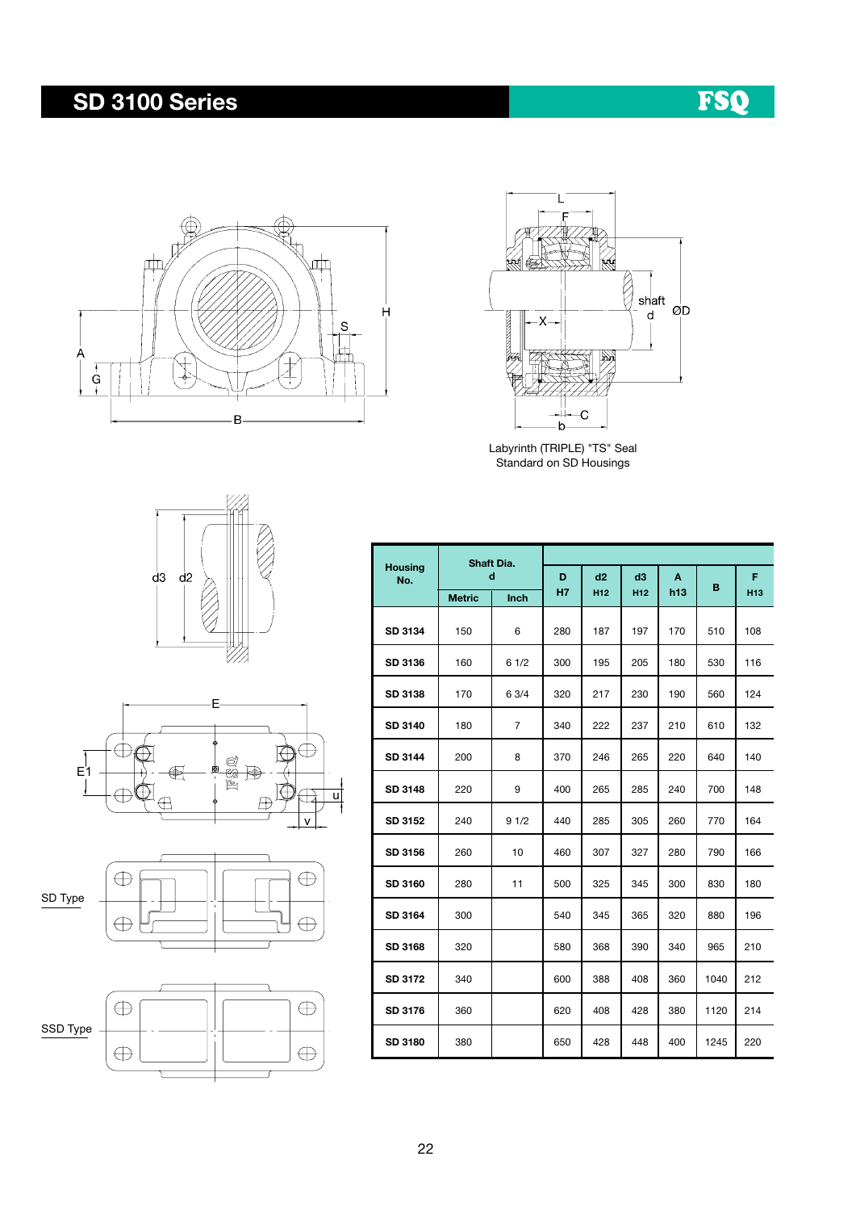# SD 3100 Series

FSQ

Labyrinth (TRIPLE) "TS" Seal Standard on SD Housings

SD Type

SSD Type

| Housing No. | Shaft Dia. d | | D | d2 | d3 | A | B | F |
|---|---|---|---|---|---|---|---|---|
| | Metric | Inch | H7 | H12 | H12 | h13 | | H13 |
| SD 3134 | 150 | 6 | 280 | 187 | 197 | 170 | 510 | 108 |
| SD 3136 | 160 | 6 1/2 | 300 | 195 | 205 | 180 | 530 | 116 |
| SD 3138 | 170 | 6 3/4 | 320 | 217 | 230 | 190 | 560 | 124 |
| SD 3140 | 180 | 7 | 340 | 222 | 237 | 210 | 610 | 132 |
| SD 3144 | 200 | 8 | 370 | 246 | 265 | 220 | 640 | 140 |
| SD 3148 | 220 | 9 | 400 | 265 | 285 | 240 | 700 | 148 |
| SD 3152 | 240 | 9 1/2 | 440 | 285 | 305 | 260 | 770 | 164 |
| SD 3156 | 260 | 10 | 460 | 307 | 327 | 280 | 790 | 166 |
| SD 3160 | 280 | 11 | 500 | 325 | 345 | 300 | 830 | 180 |
| SD 3164 | 300 | | 540 | 345 | 365 | 320 | 880 | 196 |
| SD 3168 | 320 | | 580 | 368 | 390 | 340 | 965 | 210 |
| SD 3172 | 340 | | 600 | 388 | 408 | 360 | 1040 | 212 |
| SD 3176 | 360 | | 620 | 408 | 428 | 380 | 1120 | 214 |
| SD 3180 | 380 | | 650 | 428 | 448 | 400 | 1245 | 220 |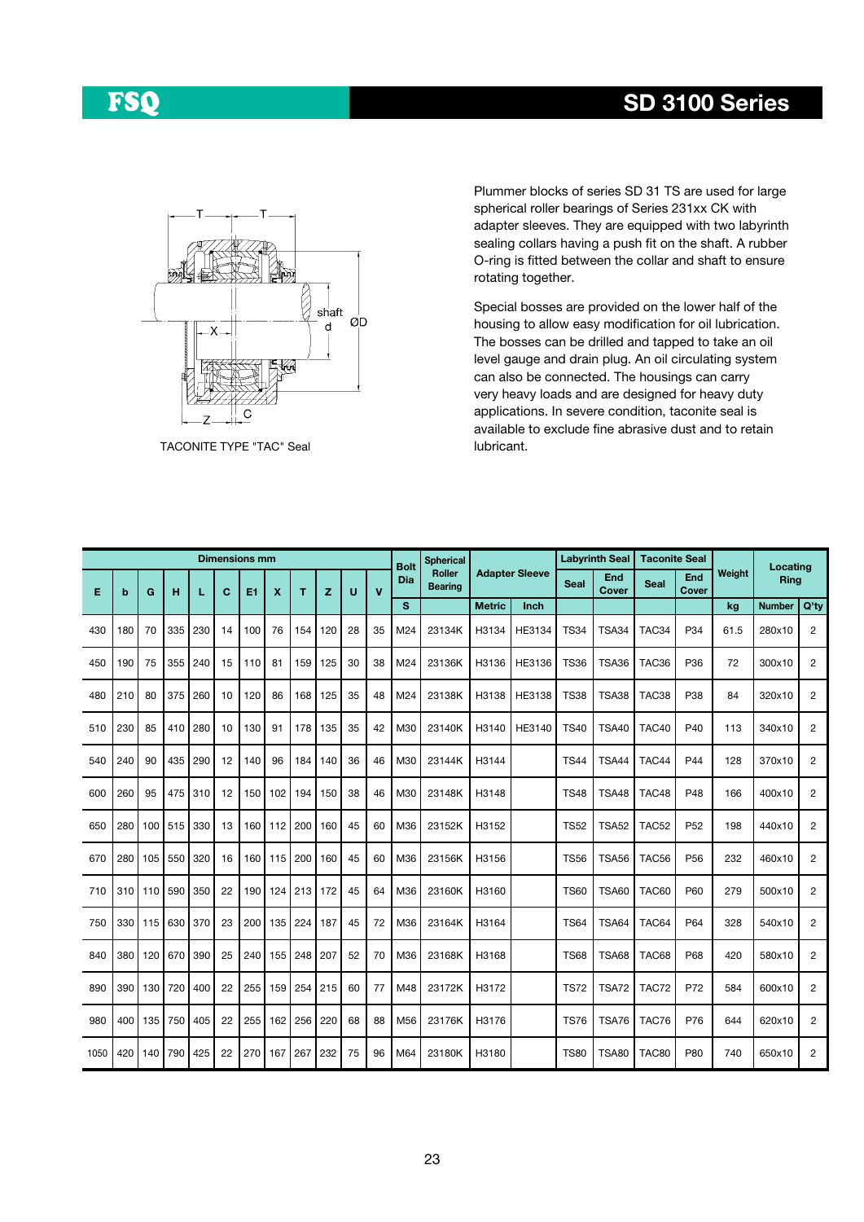# SD 3100 Series

T
T
shaft
d
ØD
X
Z
C

TACONITE TYPE "TAC" Seal

Plummer blocks of series SD 31 TS are used for large spherical roller bearings of Series 231xx CK with adapter sleeves. They are equipped with two labyrinth sealing collars having a push fit on the shaft. A rubber O-ring is fitted between the collar and shaft to ensure rotating together.

Special bosses are provided on the lower half of the housing to allow easy modification for oil lubrication. The bosses can be drilled and tapped to take an oil level gauge and drain plug. An oil circulating system can also be connected. The housings can carry very heavy loads and are designed for heavy duty applications. In severe condition, taconite seal is available to exclude fine abrasive dust and to retain lubricant.

| Dimensions mm | | | | | | | | | | | | Bolt Dia | Spherical Roller Bearing | Adapter Sleeve | | Labyrinth Seal | | Taconite Seal | | Weight | Locating Ring | |
|---|---|---|---|---|---|---|---|---|---|---|---|---|---|---|---|---|---|---|---|---|---|---|
| E | b | G | H | L | C | E1 | X | T | Z | U | V | S | | Metric | Inch | Seal | End Cover | Seal | End Cover | kg | Number | Q'ty |
| 430 | 180 | 70 | 335 | 230 | 14 | 100 | 76 | 154 | 120 | 28 | 35 | M24 | 23134K | H3134 | HE3134 | TS34 | TSA34 | TAC34 | P34 | 61.5 | 280x10 | 2 |
| 450 | 190 | 75 | 355 | 240 | 15 | 110 | 81 | 159 | 125 | 30 | 38 | M24 | 23136K | H3136 | HE3136 | TS36 | TSA36 | TAC36 | P36 | 72 | 300x10 | 2 |
| 480 | 210 | 80 | 375 | 260 | 10 | 120 | 86 | 168 | 125 | 35 | 48 | M24 | 23138K | H3138 | HE3138 | TS38 | TSA38 | TAC38 | P38 | 84 | 320x10 | 2 |
| 510 | 230 | 85 | 410 | 280 | 10 | 130 | 91 | 178 | 135 | 35 | 42 | M30 | 23140K | H3140 | HE3140 | TS40 | TSA40 | TAC40 | P40 | 113 | 340x10 | 2 |
| 540 | 240 | 90 | 435 | 290 | 12 | 140 | 96 | 184 | 140 | 36 | 46 | M30 | 23144K | H3144 | | TS44 | TSA44 | TAC44 | P44 | 128 | 370x10 | 2 |
| 600 | 260 | 95 | 475 | 310 | 12 | 150 | 102 | 194 | 150 | 38 | 46 | M30 | 23148K | H3148 | | TS48 | TSA48 | TAC48 | P48 | 166 | 400x10 | 2 |
| 650 | 280 | 100 | 515 | 330 | 13 | 160 | 112 | 200 | 160 | 45 | 60 | M36 | 23152K | H3152 | | TS52 | TSA52 | TAC52 | P52 | 198 | 440x10 | 2 |
| 670 | 280 | 105 | 550 | 320 | 16 | 160 | 115 | 200 | 160 | 45 | 60 | M36 | 23156K | H3156 | | TS56 | TSA56 | TAC56 | P56 | 232 | 460x10 | 2 |
| 710 | 310 | 110 | 590 | 350 | 22 | 190 | 124 | 213 | 172 | 45 | 64 | M36 | 23160K | H3160 | | TS60 | TSA60 | TAC60 | P60 | 279 | 500x10 | 2 |
| 750 | 330 | 115 | 630 | 370 | 23 | 200 | 135 | 224 | 187 | 45 | 72 | M36 | 23164K | H3164 | | TS64 | TSA64 | TAC64 | P64 | 328 | 540x10 | 2 |
| 840 | 380 | 120 | 670 | 390 | 25 | 240 | 155 | 248 | 207 | 52 | 70 | M36 | 23168K | H3168 | | TS68 | TSA68 | TAC68 | P68 | 420 | 580x10 | 2 |
| 890 | 390 | 130 | 720 | 400 | 22 | 255 | 159 | 254 | 215 | 60 | 77 | M48 | 23172K | H3172 | | TS72 | TSA72 | TAC72 | P72 | 584 | 600x10 | 2 |
| 980 | 400 | 135 | 750 | 405 | 22 | 255 | 162 | 256 | 220 | 68 | 88 | M56 | 23176K | H3176 | | TS76 | TSA76 | TAC76 | P76 | 644 | 620x10 | 2 |
| 1050 | 420 | 140 | 790 | 425 | 22 | 270 | 167 | 267 | 232 | 75 | 96 | M64 | 23180K | H3180 | | TS80 | TSA80 | TAC80 | P80 | 740 | 650x10 | 2 |